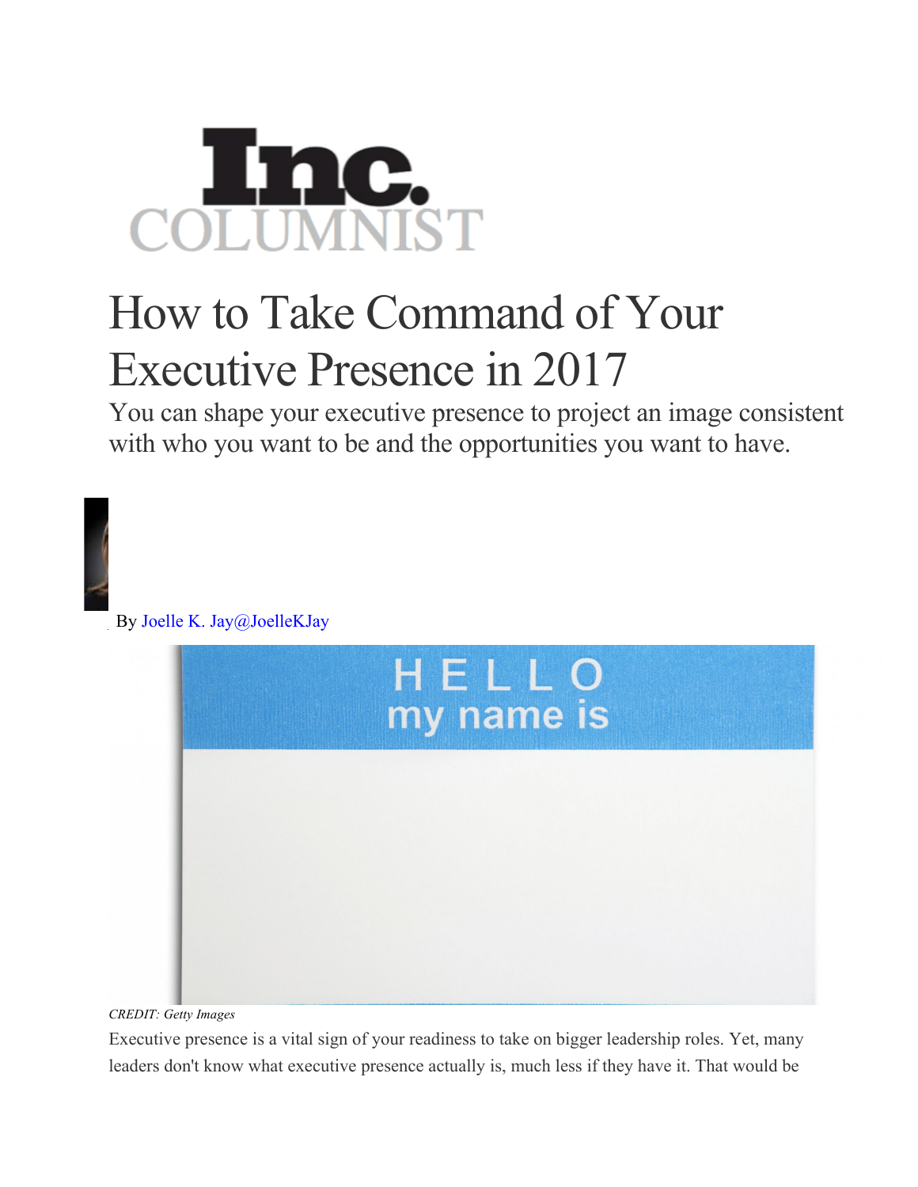Inc. COLUMNIST

# How to Take Command of Your Executive Presence in 2017

## You can shape your executive presence to project an image consistent with who you want to be and the opportunities you want to have.

By Joelle K. Jay@JoelleKJay

*CREDIT: Getty Images*

Executive presence is a vital sign of your readiness to take on bigger leadership roles. Yet, many leaders don't know what executive presence actually is, much less if they have it. That would be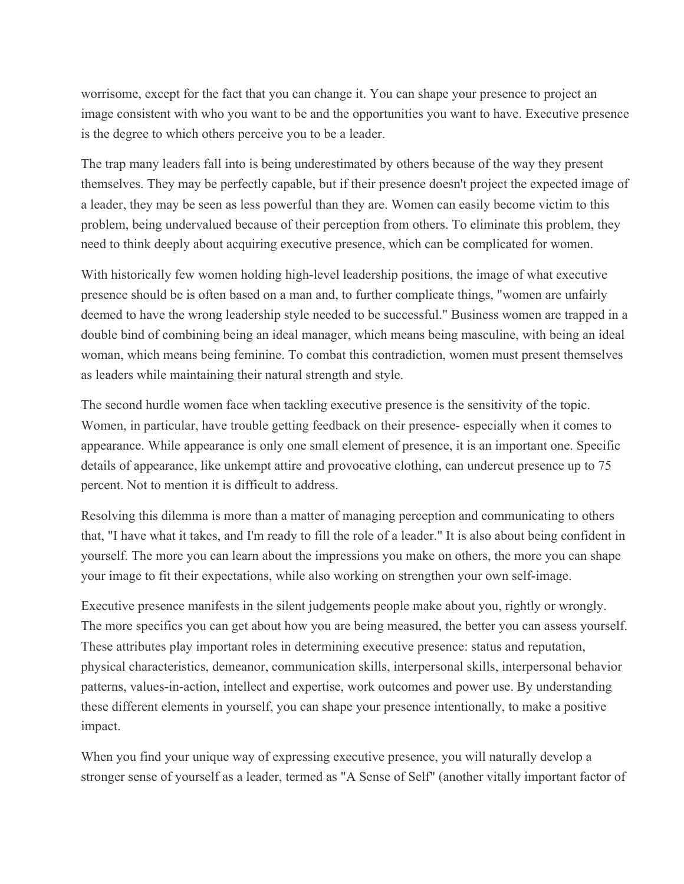worrisome, except for the fact that you can change it. You can shape your presence to project an image consistent with who you want to be and the opportunities you want to have. Executive presence is the degree to which others perceive you to be a leader.

The trap many leaders fall into is being underestimated by others because of the way they present themselves. They may be perfectly capable, but if their presence doesn't project the expected image of a leader, they may be seen as less powerful than they are. Women can easily become victim to this problem, being undervalued because of their perception from others. To eliminate this problem, they need to think deeply about acquiring executive presence, which can be complicated for women.

With historically few women holding high-level leadership positions, the image of what executive presence should be is often based on a man and, to further complicate things, "women are unfairly deemed to have the wrong leadership style needed to be successful." Business women are trapped in a double bind of combining being an ideal manager, which means being masculine, with being an ideal woman, which means being feminine. To combat this contradiction, women must present themselves as leaders while maintaining their natural strength and style.

The second hurdle women face when tackling executive presence is the sensitivity of the topic. Women, in particular, have trouble getting feedback on their presence- especially when it comes to appearance. While appearance is only one small element of presence, it is an important one. Specific details of appearance, like unkempt attire and provocative clothing, can undercut presence up to 75 percent. Not to mention it is difficult to address.

Resolving this dilemma is more than a matter of managing perception and communicating to others that, "I have what it takes, and I'm ready to fill the role of a leader." It is also about being confident in yourself. The more you can learn about the impressions you make on others, the more you can shape your image to fit their expectations, while also working on strengthen your own self-image.

Executive presence manifests in the silent judgements people make about you, rightly or wrongly. The more specifics you can get about how you are being measured, the better you can assess yourself. These attributes play important roles in determining executive presence: status and reputation, physical characteristics, demeanor, communication skills, interpersonal skills, interpersonal behavior patterns, values-in-action, intellect and expertise, work outcomes and power use. By understanding these different elements in yourself, you can shape your presence intentionally, to make a positive impact.

When you find your unique way of expressing executive presence, you will naturally develop a stronger sense of yourself as a leader, termed as "A Sense of Self" (another vitally important factor of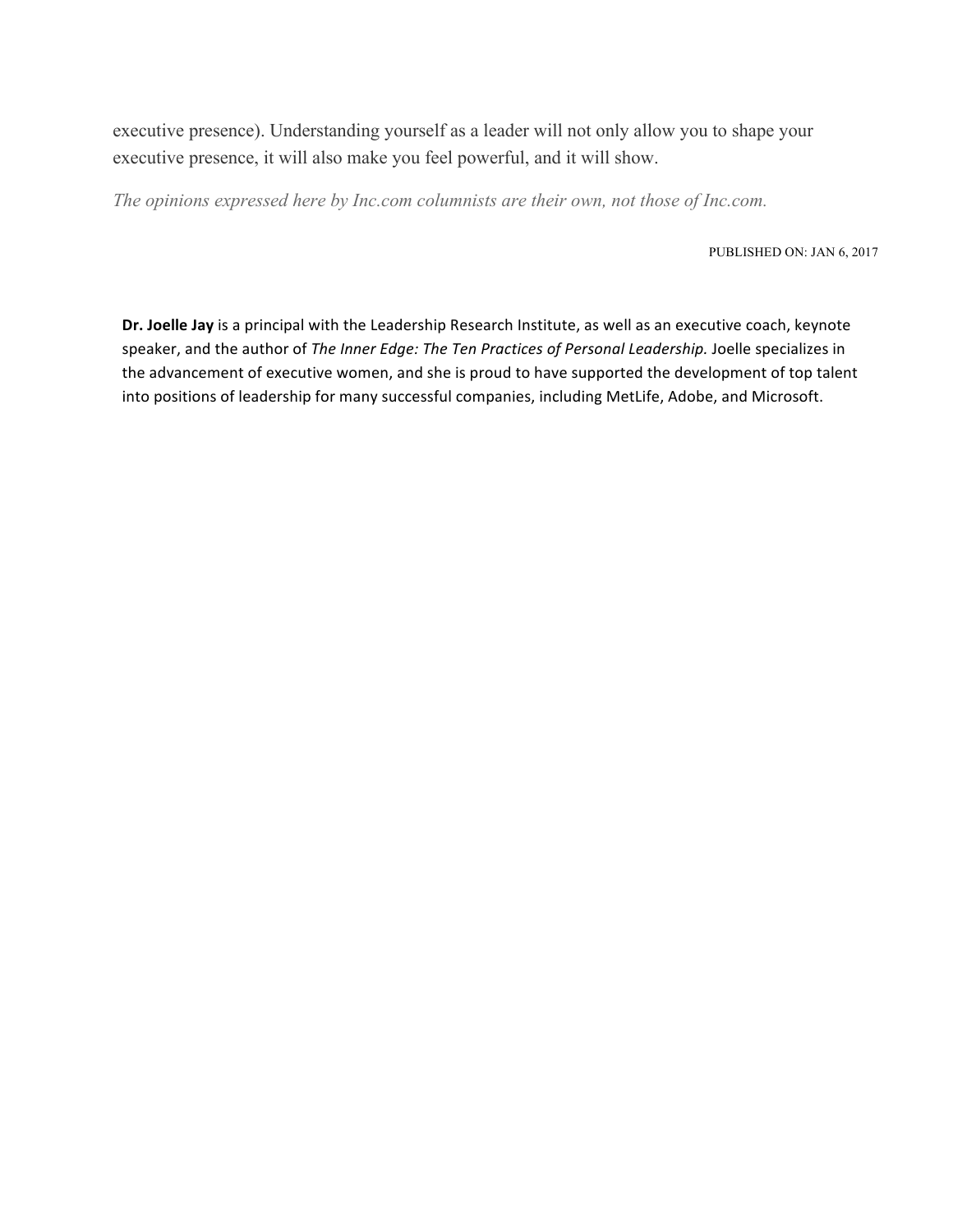executive presence). Understanding yourself as a leader will not only allow you to shape your executive presence, it will also make you feel powerful, and it will show.

*The opinions expressed here by Inc.com columnists are their own, not those of Inc.com.*

PUBLISHED ON: JAN 6, 2017

**Dr. Joelle Jay** is a principal with the Leadership Research Institute, as well as an executive coach, keynote speaker, and the author of *The Inner Edge: The Ten Practices of Personal Leadership.* Joelle specializes in the advancement of executive women, and she is proud to have supported the development of top talent into positions of leadership for many successful companies, including MetLife, Adobe, and Microsoft.